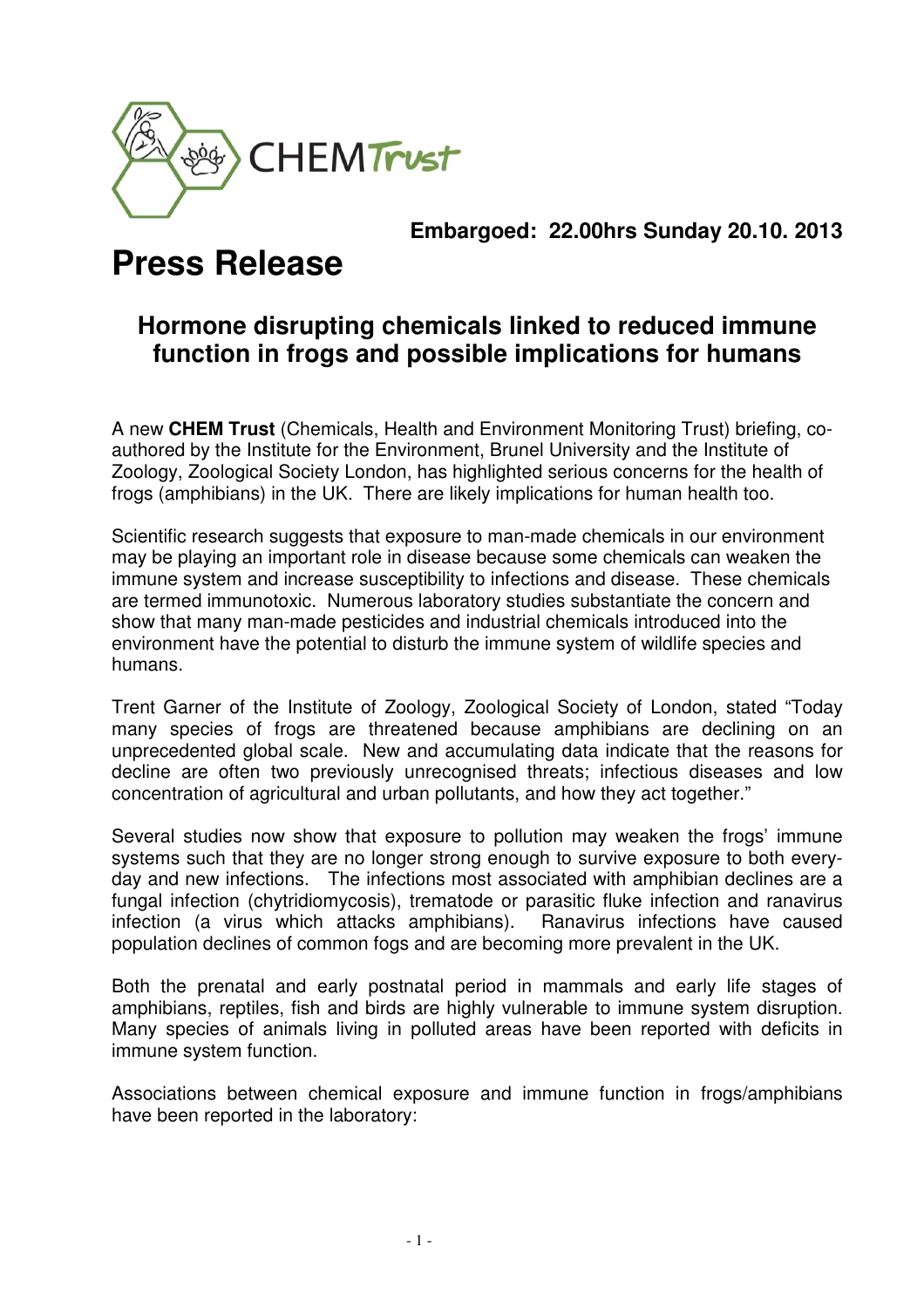CHEM Trust

**Embargoed: 22.00hrs Sunday 20.10. 2013**

# Press Release

## Hormone disrupting chemicals linked to reduced immune function in frogs and possible implications for humans

A new **CHEM Trust** (Chemicals, Health and Environment Monitoring Trust) briefing, co-authored by the Institute for the Environment, Brunel University and the Institute of Zoology, Zoological Society London, has highlighted serious concerns for the health of frogs (amphibians) in the UK. There are likely implications for human health too.

Scientific research suggests that exposure to man-made chemicals in our environment may be playing an important role in disease because some chemicals can weaken the immune system and increase susceptibility to infections and disease. These chemicals are termed immunotoxic. Numerous laboratory studies substantiate the concern and show that many man-made pesticides and industrial chemicals introduced into the environment have the potential to disturb the immune system of wildlife species and humans.

Trent Garner of the Institute of Zoology, Zoological Society of London, stated "Today many species of frogs are threatened because amphibians are declining on an unprecedented global scale. New and accumulating data indicate that the reasons for decline are often two previously unrecognised threats; infectious diseases and low concentration of agricultural and urban pollutants, and how they act together."

Several studies now show that exposure to pollution may weaken the frogs' immune systems such that they are no longer strong enough to survive exposure to both every-day and new infections. The infections most associated with amphibian declines are a fungal infection (chytridiomycosis), trematode or parasitic fluke infection and ranavirus infection (a virus which attacks amphibians). Ranavirus infections have caused population declines of common fogs and are becoming more prevalent in the UK.

Both the prenatal and early postnatal period in mammals and early life stages of amphibians, reptiles, fish and birds are highly vulnerable to immune system disruption. Many species of animals living in polluted areas have been reported with deficits in immune system function.

Associations between chemical exposure and immune function in frogs/amphibians have been reported in the laboratory: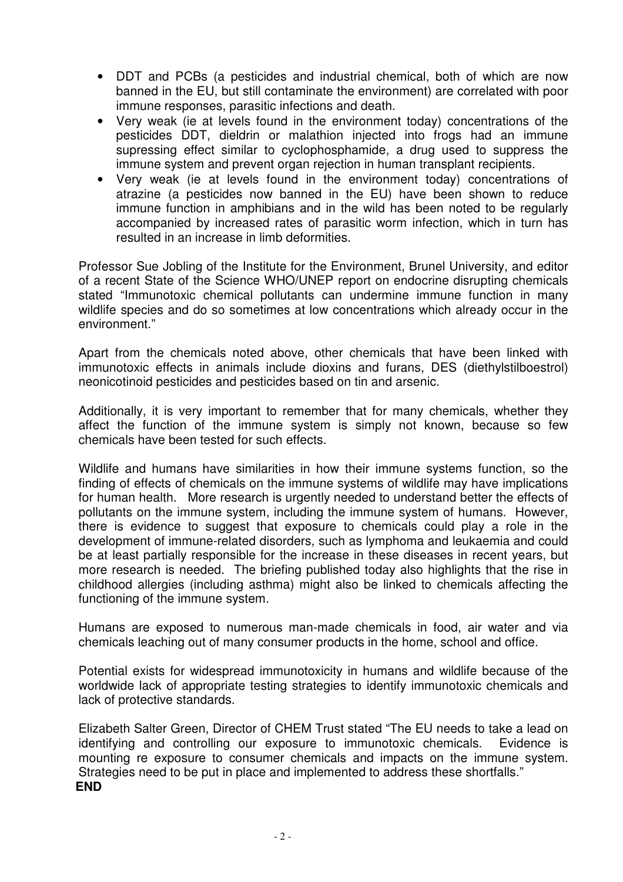- DDT and PCBs (a pesticides and industrial chemical, both of which are now banned in the EU, but still contaminate the environment) are correlated with poor immune responses, parasitic infections and death.
- Very weak (ie at levels found in the environment today) concentrations of the pesticides DDT, dieldrin or malathion injected into frogs had an immune supressing effect similar to cyclophosphamide, a drug used to suppress the immune system and prevent organ rejection in human transplant recipients.
- Very weak (ie at levels found in the environment today) concentrations of atrazine (a pesticides now banned in the EU) have been shown to reduce immune function in amphibians and in the wild has been noted to be regularly accompanied by increased rates of parasitic worm infection, which in turn has resulted in an increase in limb deformities.

Professor Sue Jobling of the Institute for the Environment, Brunel University, and editor of a recent State of the Science WHO/UNEP report on endocrine disrupting chemicals stated "Immunotoxic chemical pollutants can undermine immune function in many wildlife species and do so sometimes at low concentrations which already occur in the environment."

Apart from the chemicals noted above, other chemicals that have been linked with immunotoxic effects in animals include dioxins and furans, DES (diethylstilboestrol) neonicotinoid pesticides and pesticides based on tin and arsenic.

Additionally, it is very important to remember that for many chemicals, whether they affect the function of the immune system is simply not known, because so few chemicals have been tested for such effects.

Wildlife and humans have similarities in how their immune systems function, so the finding of effects of chemicals on the immune systems of wildlife may have implications for human health. More research is urgently needed to understand better the effects of pollutants on the immune system, including the immune system of humans. However, there is evidence to suggest that exposure to chemicals could play a role in the development of immune-related disorders, such as lymphoma and leukaemia and could be at least partially responsible for the increase in these diseases in recent years, but more research is needed. The briefing published today also highlights that the rise in childhood allergies (including asthma) might also be linked to chemicals affecting the functioning of the immune system.

Humans are exposed to numerous man-made chemicals in food, air water and via chemicals leaching out of many consumer products in the home, school and office.

Potential exists for widespread immunotoxicity in humans and wildlife because of the worldwide lack of appropriate testing strategies to identify immunotoxic chemicals and lack of protective standards.

Elizabeth Salter Green, Director of CHEM Trust stated "The EU needs to take a lead on identifying and controlling our exposure to immunotoxic chemicals. Evidence is mounting re exposure to consumer chemicals and impacts on the immune system. Strategies need to be put in place and implemented to address these shortfalls."

**END**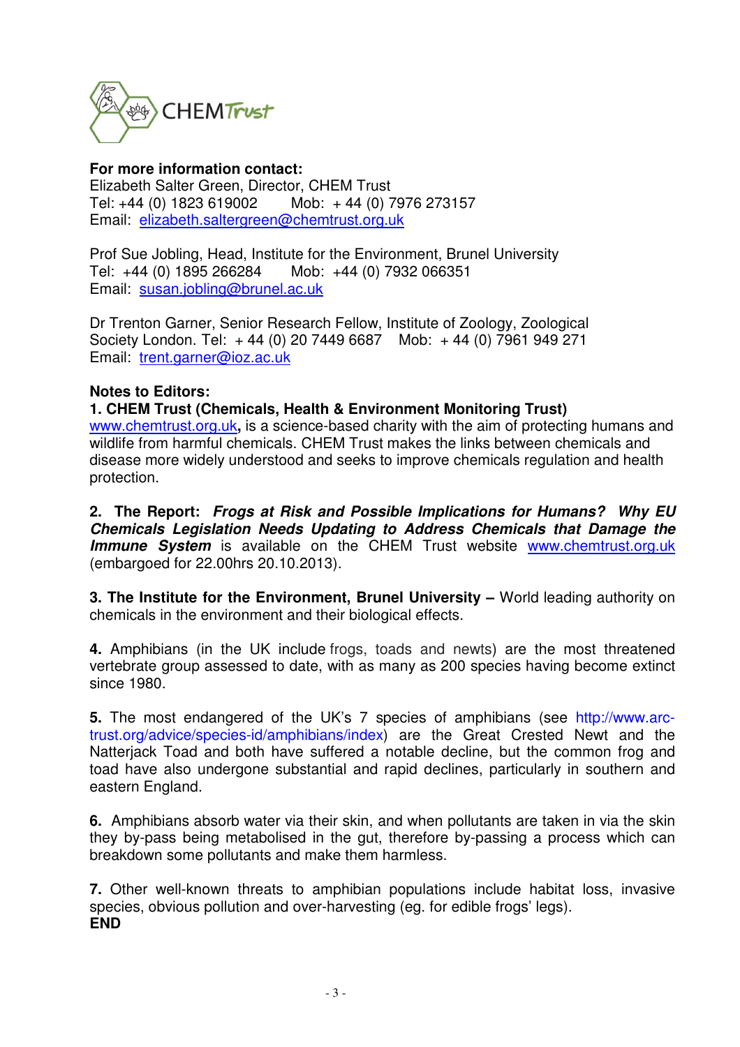CHEMTrust

**For more information contact:**
Elizabeth Salter Green, Director, CHEM Trust
Tel: +44 (0) 1823 619002  Mob: + 44 (0) 7976 273157
Email: elizabeth.saltergreen@chemtrust.org.uk

Prof Sue Jobling, Head, Institute for the Environment, Brunel University
Tel: +44 (0) 1895 266284  Mob: +44 (0) 7932 066351
Email: susan.jobling@brunel.ac.uk

Dr Trenton Garner, Senior Research Fellow, Institute of Zoology, Zoological Society London. Tel: + 44 (0) 20 7449 6687  Mob: + 44 (0) 7961 949 271
Email: trent.garner@ioz.ac.uk

**Notes to Editors:**

**1. CHEM Trust (Chemicals, Health & Environment Monitoring Trust)**
www.chemtrust.org.uk**,** is a science-based charity with the aim of protecting humans and wildlife from harmful chemicals. CHEM Trust makes the links between chemicals and disease more widely understood and seeks to improve chemicals regulation and health protection.

**2. The Report:** ***Frogs at Risk and Possible Implications for Humans? Why EU Chemicals Legislation Needs Updating to Address Chemicals that Damage the Immune System*** is available on the CHEM Trust website www.chemtrust.org.uk (embargoed for 22.00hrs 20.10.2013).

**3. The Institute for the Environment, Brunel University –** World leading authority on chemicals in the environment and their biological effects.

**4.** Amphibians (in the UK include frogs, toads and newts) are the most threatened vertebrate group assessed to date, with as many as 200 species having become extinct since 1980.

**5.** The most endangered of the UK's 7 species of amphibians (see http://www.arc-trust.org/advice/species-id/amphibians/index) are the Great Crested Newt and the Natterjack Toad and both have suffered a notable decline, but the common frog and toad have also undergone substantial and rapid declines, particularly in southern and eastern England.

**6.** Amphibians absorb water via their skin, and when pollutants are taken in via the skin they by-pass being metabolised in the gut, therefore by-passing a process which can breakdown some pollutants and make them harmless.

**7.** Other well-known threats to amphibian populations include habitat loss, invasive species, obvious pollution and over-harvesting (eg. for edible frogs' legs).

**END**